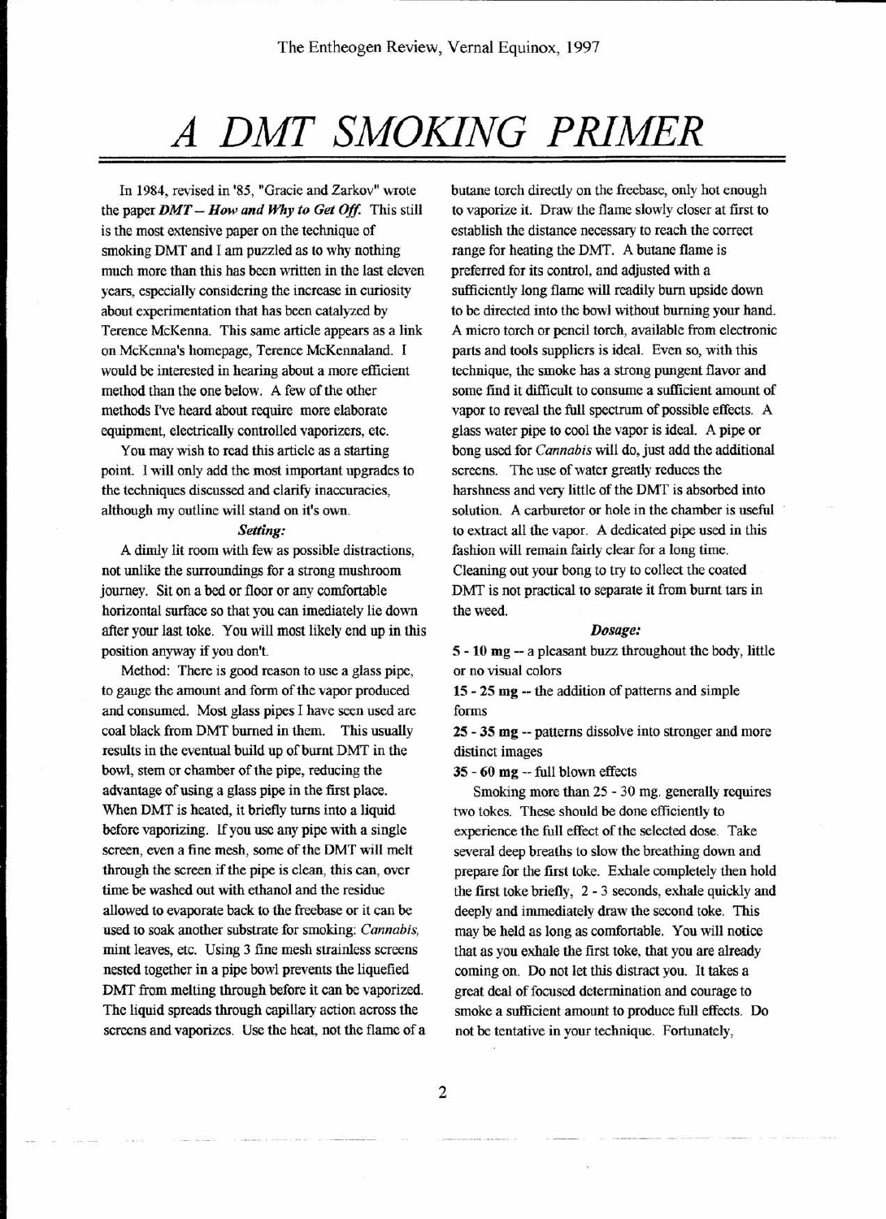# A DMT SMOKING PRIMER

In 1984, revised in '85, "Gracie and Zarkov" wrote the paper ***DMT – How and Why to Get Off.*** This still is the most extensive paper on the technique of smoking DMT and I am puzzled as to why nothing much more than this has been written in the last eleven years, especially considering the increase in curiosity about experimentation that has been catalyzed by Terence McKenna. This same article appears as a link on McKenna's homepage, Terence McKennaland. I would be interested in hearing about a more efficient method than the one below. A few of the other methods I've heard about require more elaborate equipment, electrically controlled vaporizers, etc.

You may wish to read this article as a starting point. I will only add the most important upgrades to the techniques discussed and clarify inaccuracies, although my outline will stand on it's own.

***Setting:***

A dimly lit room with few as possible distractions, not unlike the surroundings for a strong mushroom journey. Sit on a bed or floor or any comfortable horizontal surface so that you can imediately lie down after your last toke. You will most likely end up in this position anyway if you don't.

Method: There is good reason to use a glass pipe, to gauge the amount and form of the vapor produced and consumed. Most glass pipes I have seen used are coal black from DMT burned in them. This usually results in the eventual build up of burnt DMT in the bowl, stem or chamber of the pipe, reducing the advantage of using a glass pipe in the first place. When DMT is heated, it briefly turns into a liquid before vaporizing. If you use any pipe with a single screen, even a fine mesh, some of the DMT will melt through the screen if the pipe is clean, this can, over time be washed out with ethanol and the residue allowed to evaporate back to the freebase or it can be used to soak another substrate for smoking: *Cannabis*, mint leaves, etc. Using 3 fine mesh strainless screens nested together in a pipe bowl prevents the liquefied DMT from melting through before it can be vaporized. The liquid spreads through capillary action across the screens and vaporizes. Use the heat, not the flame of a butane torch directly on the freebase, only hot enough to vaporize it. Draw the flame slowly closer at first to establish the distance necessary to reach the correct range for heating the DMT. A butane flame is preferred for its control, and adjusted with a sufficiently long flame will readily burn upside down to be directed into the bowl without burning your hand. A micro torch or pencil torch, available from electronic parts and tools suppliers is ideal. Even so, with this technique, the smoke has a strong pungent flavor and some find it difficult to consume a sufficient amount of vapor to reveal the full spectrum of possible effects. A glass water pipe to cool the vapor is ideal. A pipe or bong used for *Cannabis* will do, just add the additional screens. The use of water greatly reduces the harshness and very little of the DMT is absorbed into solution. A carburetor or hole in the chamber is useful to extract all the vapor. A dedicated pipe used in this fashion will remain fairly clear for a long time. Cleaning out your bong to try to collect the coated DMT is not practical to separate it from burnt tars in the weed.

***Dosage:***

**5 - 10 mg** -- a pleasant buzz throughout the body, little or no visual colors

**15 - 25 mg** -- the addition of patterns and simple forms

**25 - 35 mg** -- patterns dissolve into stronger and more distinct images

**35 - 60 mg** -- full blown effects

Smoking more than 25 - 30 mg. generally requires two tokes. These should be done efficiently to experience the full effect of the selected dose. Take several deep breaths to slow the breathing down and prepare for the first toke. Exhale completely then hold the first toke briefly, 2 - 3 seconds, exhale quickly and deeply and immediately draw the second toke. This may be held as long as comfortable. You will notice that as you exhale the first toke, that you are already coming on. Do not let this distract you. It takes a great deal of focused determination and courage to smoke a sufficient amount to produce full effects. Do not be tentative in your technique. Fortunately,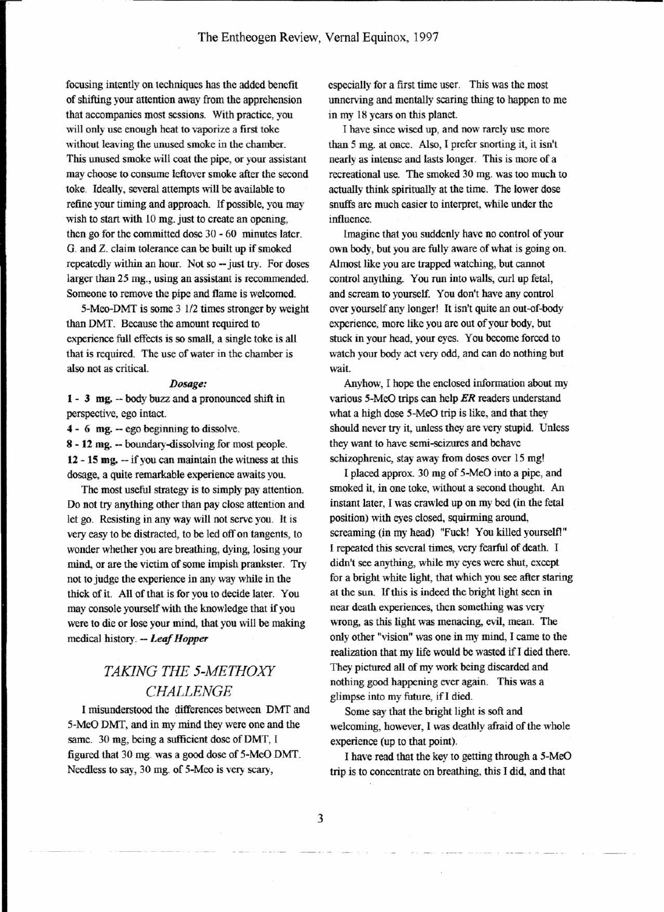focusing intently on techniques has the added benefit of shifting your attention away from the apprehension that accompanies most sessions. With practice, you will only use enough heat to vaporize a first toke without leaving the unused smoke in the chamber. This unused smoke will coat the pipe, or your assistant may choose to consume leftover smoke after the second toke. Ideally, several attempts will be available to refine your timing and approach. If possible, you may wish to start with 10 mg. just to create an opening, then go for the committed dose 30 - 60 minutes later. G. and Z. claim tolerance can be built up if smoked repeatedly within an hour. Not so -- just try. For doses larger than 25 mg., using an assistant is recommended. Someone to remove the pipe and flame is welcomed.

5-Meo-DMT is some 3 1/2 times stronger by weight than DMT. Because the amount required to experience full effects is so small, a single toke is all that is required. The use of water in the chamber is also not as critical.

***Dosage:***

**1 - 3 mg.** -- body buzz and a pronounced shift in perspective, ego intact.

**4 - 6 mg.** -- ego beginning to dissolve.

**8 - 12 mg.** -- boundary-dissolving for most people.

**12 - 15 mg.** -- if you can maintain the witness at this dosage, a quite remarkable experience awaits you.

The most useful strategy is to simply pay attention. Do not try anything other than pay close attention and let go. Resisting in any way will not serve you. It is very easy to be distracted, to be led off on tangents, to wonder whether you are breathing, dying, losing your mind, or are the victim of some impish prankster. Try not to judge the experience in any way while in the thick of it. All of that is for you to decide later. You may console yourself with the knowledge that if you were to die or lose your mind, that you will be making medical history. -- ***Leaf Hopper***

## *TAKING THE 5-METHOXY CHALLENGE*

I misunderstood the differences between DMT and 5-MeO DMT, and in my mind they were one and the same. 30 mg, being a sufficient dose of DMT, I figured that 30 mg. was a good dose of 5-MeO DMT. Needless to say, 30 mg. of 5-Meo is very scary, especially for a first time user. This was the most unnerving and mentally scaring thing to happen to me in my 18 years on this planet.

I have since wised up, and now rarely use more than 5 mg. at once. Also, I prefer snorting it, it isn't nearly as intense and lasts longer. This is more of a recreational use. The smoked 30 mg. was too much to actually think spiritually at the time. The lower dose snuffs are much easier to interpret, while under the influence.

Imagine that you suddenly have no control of your own body, but you are fully aware of what is going on. Almost like you are trapped watching, but cannot control anything. You run into walls, curl up fetal, and scream to yourself. You don't have any control over yourself any longer! It isn't quite an out-of-body experience, more like you are out of your body, but stuck in your head, your eyes. You become forced to watch your body act very odd, and can do nothing but wait.

Anyhow, I hope the enclosed information about my various 5-MeO trips can help ***ER*** readers understand what a high dose 5-MeO trip is like, and that they should never try it, unless they are very stupid. Unless they want to have semi-seizures and behave schizophrenic, stay away from doses over 15 mg!

I placed approx. 30 mg of 5-MeO into a pipe, and smoked it, in one toke, without a second thought. An instant later, I was crawled up on my bed (in the fetal position) with eyes closed, squirming around, screaming (in my head) "Fuck! You killed yourself!" I repeated this several times, very fearful of death. I didn't see anything, while my eyes were shut, except for a bright white light, that which you see after staring at the sun. If this is indeed the bright light seen in near death experiences, then something was very wrong, as this light was menacing, evil, mean. The only other "vision" was one in my mind, I came to the realization that my life would be wasted if I died there. They pictured all of my work being discarded and nothing good happening ever again. This was a glimpse into my future, if I died.

Some say that the bright light is soft and welcoming, however, I was deathly afraid of the whole experience (up to that point).

I have read that the key to getting through a 5-MeO trip is to concentrate on breathing, this I did, and that